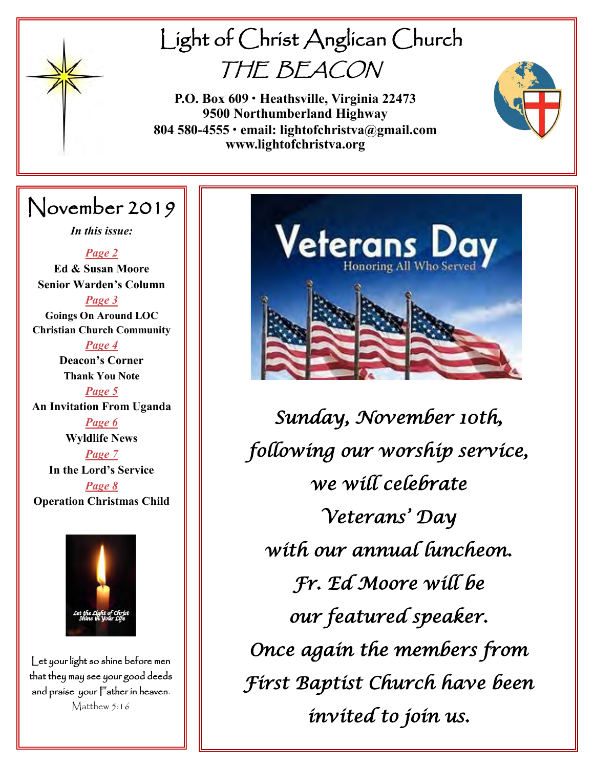# Light of Christ Anglican Church

## THE BEACON

**P.O. Box 609 · Heathsville, Virginia 22473**
**9500 Northumberland Highway**
**804 580-4555 · email: lightofchristva@gmail.com**
**www.lightofchristva.org**

## November 2019

***In this issue:***

***Page 2***
**Ed & Susan Moore**
**Senior Warden's Column**

***Page 3***
**Goings On Around LOC**
**Christian Church Community**

***Page 4***
**Deacon's Corner**
**Thank You Note**

***Page 5***
**An Invitation From Uganda**

***Page 6***
**Wyldlife News**

***Page 7***
**In the Lord's Service**

***Page 8***
**Operation Christmas Child**

Let the Light of Christ Shine in Your Life

Let your light so shine before men that they may see your good deeds and praise your Father in heaven.
Matthew 5:16

Veterans Day
Honoring All Who Served

*Sunday, November 10th, following our worship service, we will celebrate Veterans' Day with our annual luncheon. Fr. Ed Moore will be our featured speaker. Once again the members from First Baptist Church have been invited to join us.*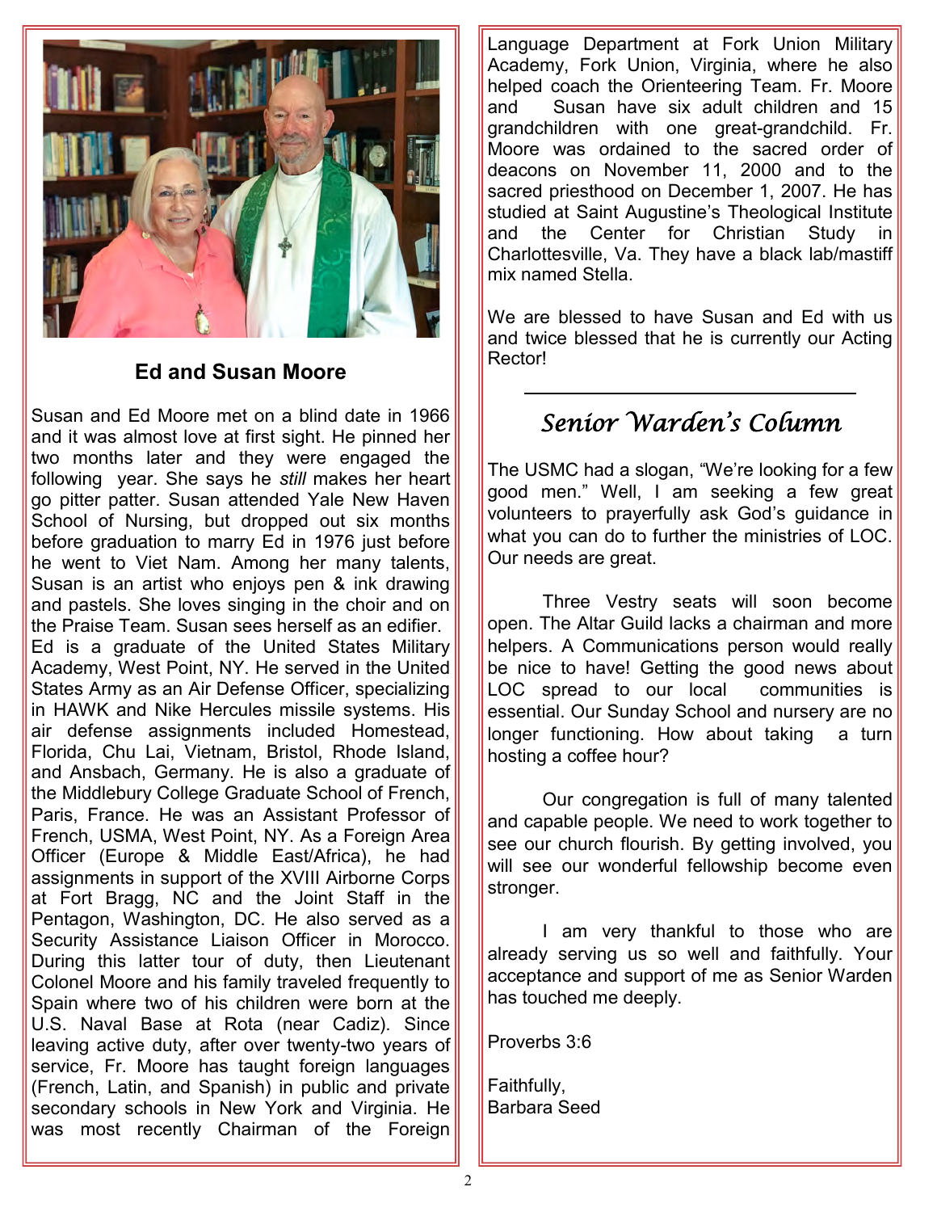**Ed and Susan Moore**

Susan and Ed Moore met on a blind date in 1966 and it was almost love at first sight. He pinned her two months later and they were engaged the following year. She says he *still* makes her heart go pitter patter. Susan attended Yale New Haven School of Nursing, but dropped out six months before graduation to marry Ed in 1976 just before he went to Viet Nam. Among her many talents, Susan is an artist who enjoys pen & ink drawing and pastels. She loves singing in the choir and on the Praise Team. Susan sees herself as an edifier.

Ed is a graduate of the United States Military Academy, West Point, NY. He served in the United States Army as an Air Defense Officer, specializing in HAWK and Nike Hercules missile systems. His air defense assignments included Homestead, Florida, Chu Lai, Vietnam, Bristol, Rhode Island, and Ansbach, Germany. He is also a graduate of the Middlebury College Graduate School of French, Paris, France. He was an Assistant Professor of French, USMA, West Point, NY. As a Foreign Area Officer (Europe & Middle East/Africa), he had assignments in support of the XVIII Airborne Corps at Fort Bragg, NC and the Joint Staff in the Pentagon, Washington, DC. He also served as a Security Assistance Liaison Officer in Morocco. During this latter tour of duty, then Lieutenant Colonel Moore and his family traveled frequently to Spain where two of his children were born at the U.S. Naval Base at Rota (near Cadiz). Since leaving active duty, after over twenty-two years of service, Fr. Moore has taught foreign languages (French, Latin, and Spanish) in public and private secondary schools in New York and Virginia. He was most recently Chairman of the Foreign Language Department at Fork Union Military Academy, Fork Union, Virginia, where he also helped coach the Orienteering Team. Fr. Moore and Susan have six adult children and 15 grandchildren with one great-grandchild. Fr. Moore was ordained to the sacred order of deacons on November 11, 2000 and to the sacred priesthood on December 1, 2007. He has studied at Saint Augustine's Theological Institute and the Center for Christian Study in Charlottesville, Va. They have a black lab/mastiff mix named Stella.

We are blessed to have Susan and Ed with us and twice blessed that he is currently our Acting Rector!

---

## *Senior Warden's Column*

The USMC had a slogan, "We're looking for a few good men." Well, I am seeking a few great volunteers to prayerfully ask God's guidance in what you can do to further the ministries of LOC. Our needs are great.

Three Vestry seats will soon become open. The Altar Guild lacks a chairman and more helpers. A Communications person would really be nice to have! Getting the good news about LOC spread to our local communities is essential. Our Sunday School and nursery are no longer functioning. How about taking a turn hosting a coffee hour?

Our congregation is full of many talented and capable people. We need to work together to see our church flourish. By getting involved, you will see our wonderful fellowship become even stronger.

I am very thankful to those who are already serving us so well and faithfully. Your acceptance and support of me as Senior Warden has touched me deeply.

Proverbs 3:6

Faithfully,
Barbara Seed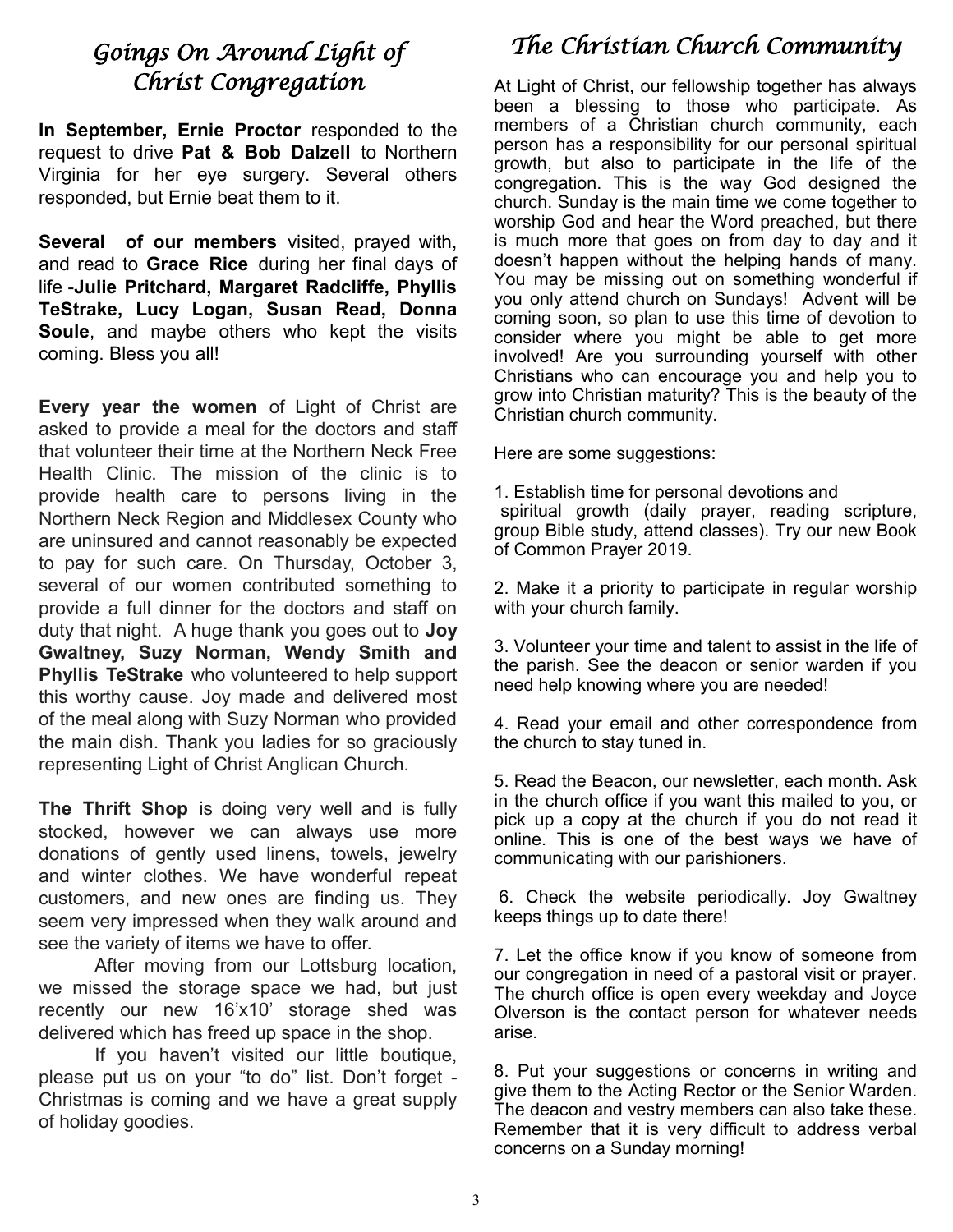## *Goings On Around Light of Christ Congregation*

**In September, Ernie Proctor** responded to the request to drive **Pat & Bob Dalzell** to Northern Virginia for her eye surgery. Several others responded, but Ernie beat them to it.

**Several of our members** visited, prayed with, and read to **Grace Rice** during her final days of life -**Julie Pritchard, Margaret Radcliffe, Phyllis TeStrake, Lucy Logan, Susan Read, Donna Soule**, and maybe others who kept the visits coming. Bless you all!

**Every year the women** of Light of Christ are asked to provide a meal for the doctors and staff that volunteer their time at the Northern Neck Free Health Clinic. The mission of the clinic is to provide health care to persons living in the Northern Neck Region and Middlesex County who are uninsured and cannot reasonably be expected to pay for such care. On Thursday, October 3, several of our women contributed something to provide a full dinner for the doctors and staff on duty that night. A huge thank you goes out to **Joy Gwaltney, Suzy Norman, Wendy Smith and Phyllis TeStrake** who volunteered to help support this worthy cause. Joy made and delivered most of the meal along with Suzy Norman who provided the main dish. Thank you ladies for so graciously representing Light of Christ Anglican Church.

**The Thrift Shop** is doing very well and is fully stocked, however we can always use more donations of gently used linens, towels, jewelry and winter clothes. We have wonderful repeat customers, and new ones are finding us. They seem very impressed when they walk around and see the variety of items we have to offer.

After moving from our Lottsburg location, we missed the storage space we had, but just recently our new 16'x10' storage shed was delivered which has freed up space in the shop.

If you haven't visited our little boutique, please put us on your "to do" list. Don't forget - Christmas is coming and we have a great supply of holiday goodies.

## *The Christian Church Community*

At Light of Christ, our fellowship together has always been a blessing to those who participate. As members of a Christian church community, each person has a responsibility for our personal spiritual growth, but also to participate in the life of the congregation. This is the way God designed the church. Sunday is the main time we come together to worship God and hear the Word preached, but there is much more that goes on from day to day and it doesn't happen without the helping hands of many. You may be missing out on something wonderful if you only attend church on Sundays! Advent will be coming soon, so plan to use this time of devotion to consider where you might be able to get more involved! Are you surrounding yourself with other Christians who can encourage you and help you to grow into Christian maturity? This is the beauty of the Christian church community.

Here are some suggestions:

1. Establish time for personal devotions and spiritual growth (daily prayer, reading scripture, group Bible study, attend classes). Try our new Book of Common Prayer 2019.

2. Make it a priority to participate in regular worship with your church family.

3. Volunteer your time and talent to assist in the life of the parish. See the deacon or senior warden if you need help knowing where you are needed!

4. Read your email and other correspondence from the church to stay tuned in.

5. Read the Beacon, our newsletter, each month. Ask in the church office if you want this mailed to you, or pick up a copy at the church if you do not read it online. This is one of the best ways we have of communicating with our parishioners.

6. Check the website periodically. Joy Gwaltney keeps things up to date there!

7. Let the office know if you know of someone from our congregation in need of a pastoral visit or prayer. The church office is open every weekday and Joyce Olverson is the contact person for whatever needs arise.

8. Put your suggestions or concerns in writing and give them to the Acting Rector or the Senior Warden. The deacon and vestry members can also take these. Remember that it is very difficult to address verbal concerns on a Sunday morning!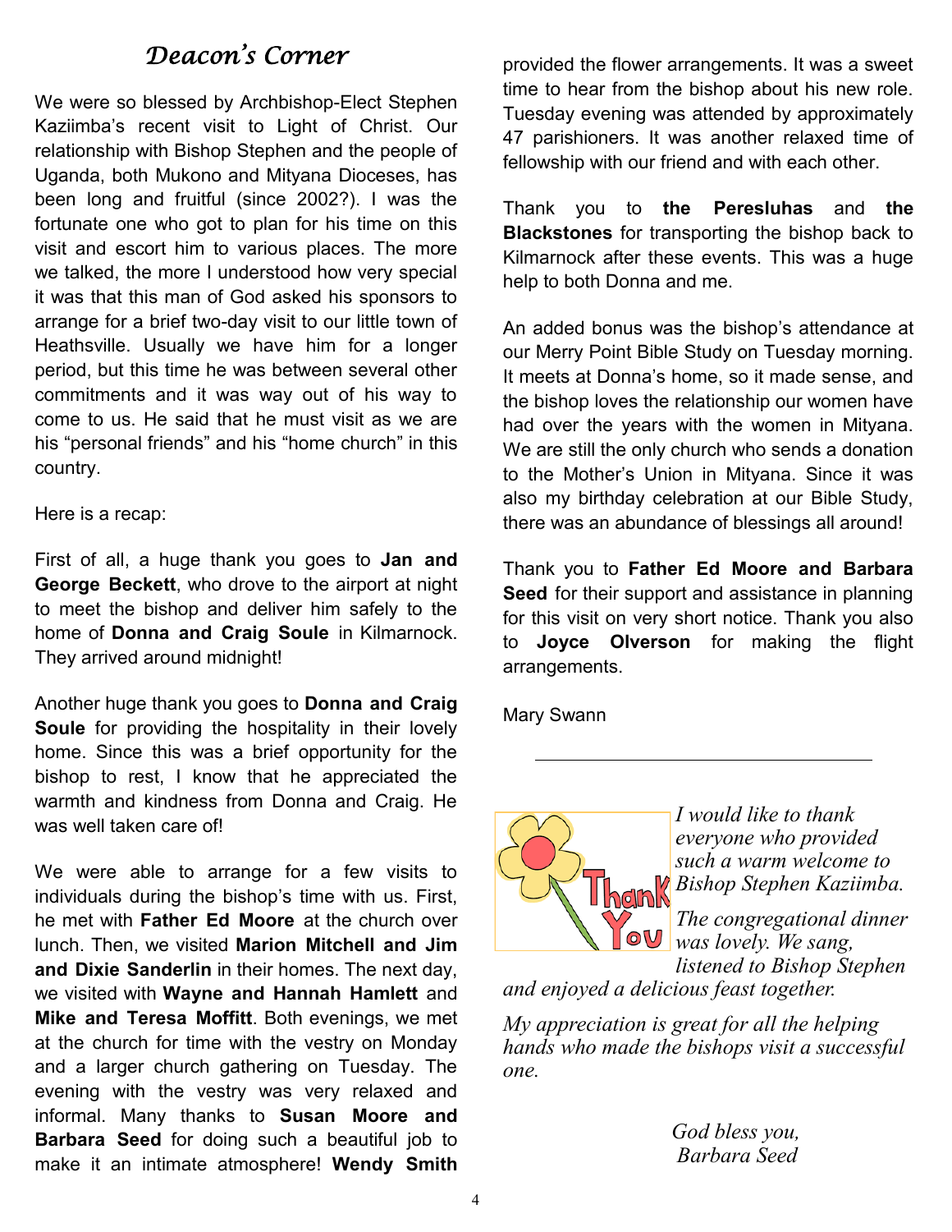# *Deacon's Corner*

We were so blessed by Archbishop-Elect Stephen Kaziimba's recent visit to Light of Christ. Our relationship with Bishop Stephen and the people of Uganda, both Mukono and Mityana Dioceses, has been long and fruitful (since 2002?). I was the fortunate one who got to plan for his time on this visit and escort him to various places. The more we talked, the more I understood how very special it was that this man of God asked his sponsors to arrange for a brief two-day visit to our little town of Heathsville. Usually we have him for a longer period, but this time he was between several other commitments and it was way out of his way to come to us. He said that he must visit as we are his "personal friends" and his "home church" in this country.

Here is a recap:

First of all, a huge thank you goes to **Jan and George Beckett**, who drove to the airport at night to meet the bishop and deliver him safely to the home of **Donna and Craig Soule** in Kilmarnock. They arrived around midnight!

Another huge thank you goes to **Donna and Craig Soule** for providing the hospitality in their lovely home. Since this was a brief opportunity for the bishop to rest, I know that he appreciated the warmth and kindness from Donna and Craig. He was well taken care of!

We were able to arrange for a few visits to individuals during the bishop's time with us. First, he met with **Father Ed Moore** at the church over lunch. Then, we visited **Marion Mitchell and Jim and Dixie Sanderlin** in their homes. The next day, we visited with **Wayne and Hannah Hamlett** and **Mike and Teresa Moffitt**. Both evenings, we met at the church for time with the vestry on Monday and a larger church gathering on Tuesday. The evening with the vestry was very relaxed and informal. Many thanks to **Susan Moore and Barbara Seed** for doing such a beautiful job to make it an intimate atmosphere! **Wendy Smith** provided the flower arrangements. It was a sweet time to hear from the bishop about his new role. Tuesday evening was attended by approximately 47 parishioners. It was another relaxed time of fellowship with our friend and with each other.

Thank you to **the Peresluhas** and **the Blackstones** for transporting the bishop back to Kilmarnock after these events. This was a huge help to both Donna and me.

An added bonus was the bishop's attendance at our Merry Point Bible Study on Tuesday morning. It meets at Donna's home, so it made sense, and the bishop loves the relationship our women have had over the years with the women in Mityana. We are still the only church who sends a donation to the Mother's Union in Mityana. Since it was also my birthday celebration at our Bible Study, there was an abundance of blessings all around!

Thank you to **Father Ed Moore and Barbara Seed** for their support and assistance in planning for this visit on very short notice. Thank you also to **Joyce Olverson** for making the flight arrangements.

Mary Swann

---

*I would like to thank everyone who provided such a warm welcome to Bishop Stephen Kaziimba.*

*The congregational dinner was lovely. We sang, listened to Bishop Stephen and enjoyed a delicious feast together.*

*My appreciation is great for all the helping hands who made the bishops visit a successful one.*

*God bless you,*
*Barbara Seed*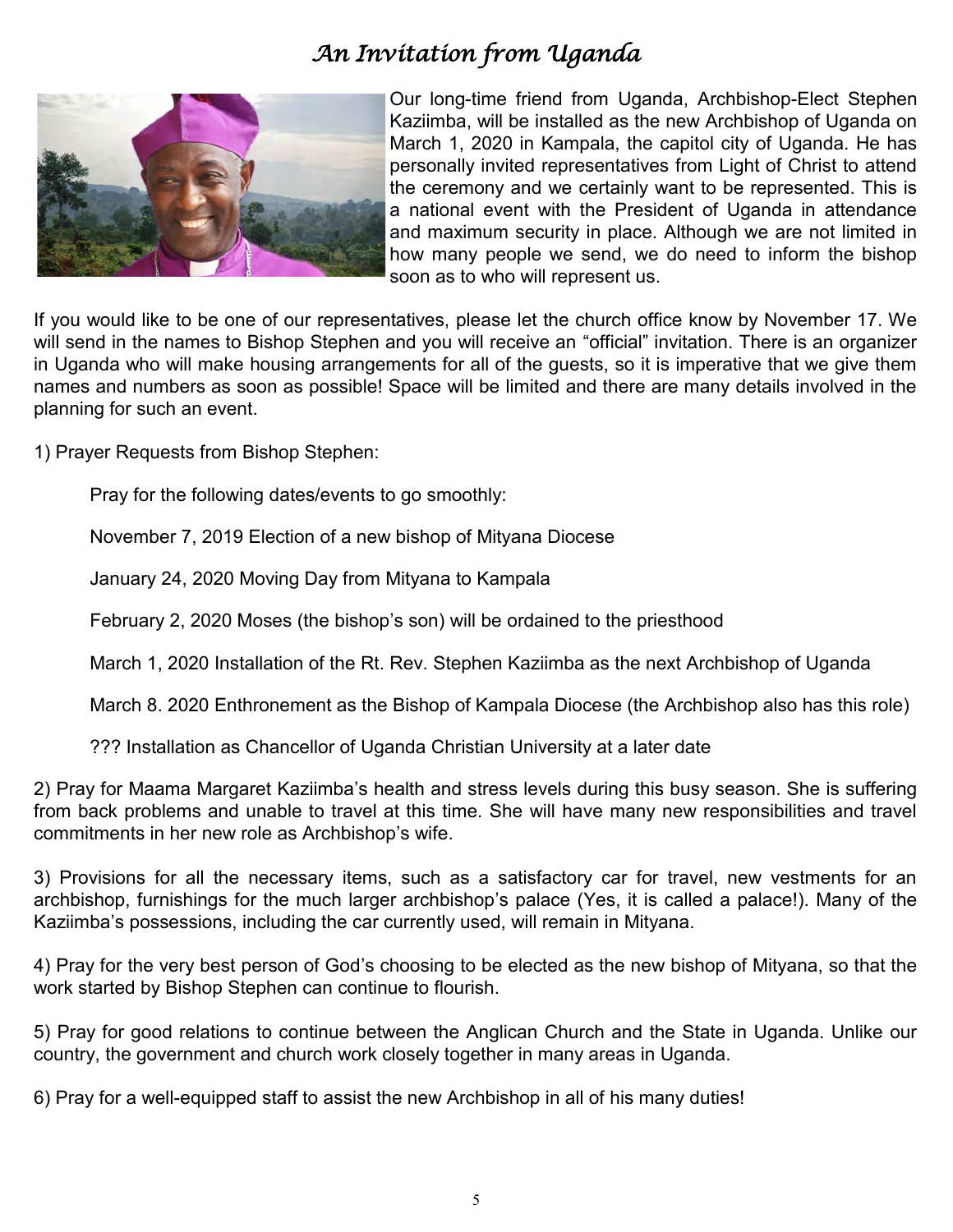# *An Invitation from Uganda*

Our long-time friend from Uganda, Archbishop-Elect Stephen Kaziimba, will be installed as the new Archbishop of Uganda on March 1, 2020 in Kampala, the capitol city of Uganda. He has personally invited representatives from Light of Christ to attend the ceremony and we certainly want to be represented. This is a national event with the President of Uganda in attendance and maximum security in place. Although we are not limited in how many people we send, we do need to inform the bishop soon as to who will represent us.

If you would like to be one of our representatives, please let the church office know by November 17. We will send in the names to Bishop Stephen and you will receive an "official" invitation. There is an organizer in Uganda who will make housing arrangements for all of the guests, so it is imperative that we give them names and numbers as soon as possible! Space will be limited and there are many details involved in the planning for such an event.

1) Prayer Requests from Bishop Stephen:

> Pray for the following dates/events to go smoothly:
>
> November 7, 2019 Election of a new bishop of Mityana Diocese
>
> January 24, 2020 Moving Day from Mityana to Kampala
>
> February 2, 2020 Moses (the bishop's son) will be ordained to the priesthood
>
> March 1, 2020 Installation of the Rt. Rev. Stephen Kaziimba as the next Archbishop of Uganda
>
> March 8. 2020 Enthronement as the Bishop of Kampala Diocese (the Archbishop also has this role)
>
> ??? Installation as Chancellor of Uganda Christian University at a later date

2) Pray for Maama Margaret Kaziimba's health and stress levels during this busy season. She is suffering from back problems and unable to travel at this time. She will have many new responsibilities and travel commitments in her new role as Archbishop's wife.

3) Provisions for all the necessary items, such as a satisfactory car for travel, new vestments for an archbishop, furnishings for the much larger archbishop's palace (Yes, it is called a palace!). Many of the Kaziimba's possessions, including the car currently used, will remain in Mityana.

4) Pray for the very best person of God's choosing to be elected as the new bishop of Mityana, so that the work started by Bishop Stephen can continue to flourish.

5) Pray for good relations to continue between the Anglican Church and the State in Uganda. Unlike our country, the government and church work closely together in many areas in Uganda.

6) Pray for a well-equipped staff to assist the new Archbishop in all of his many duties!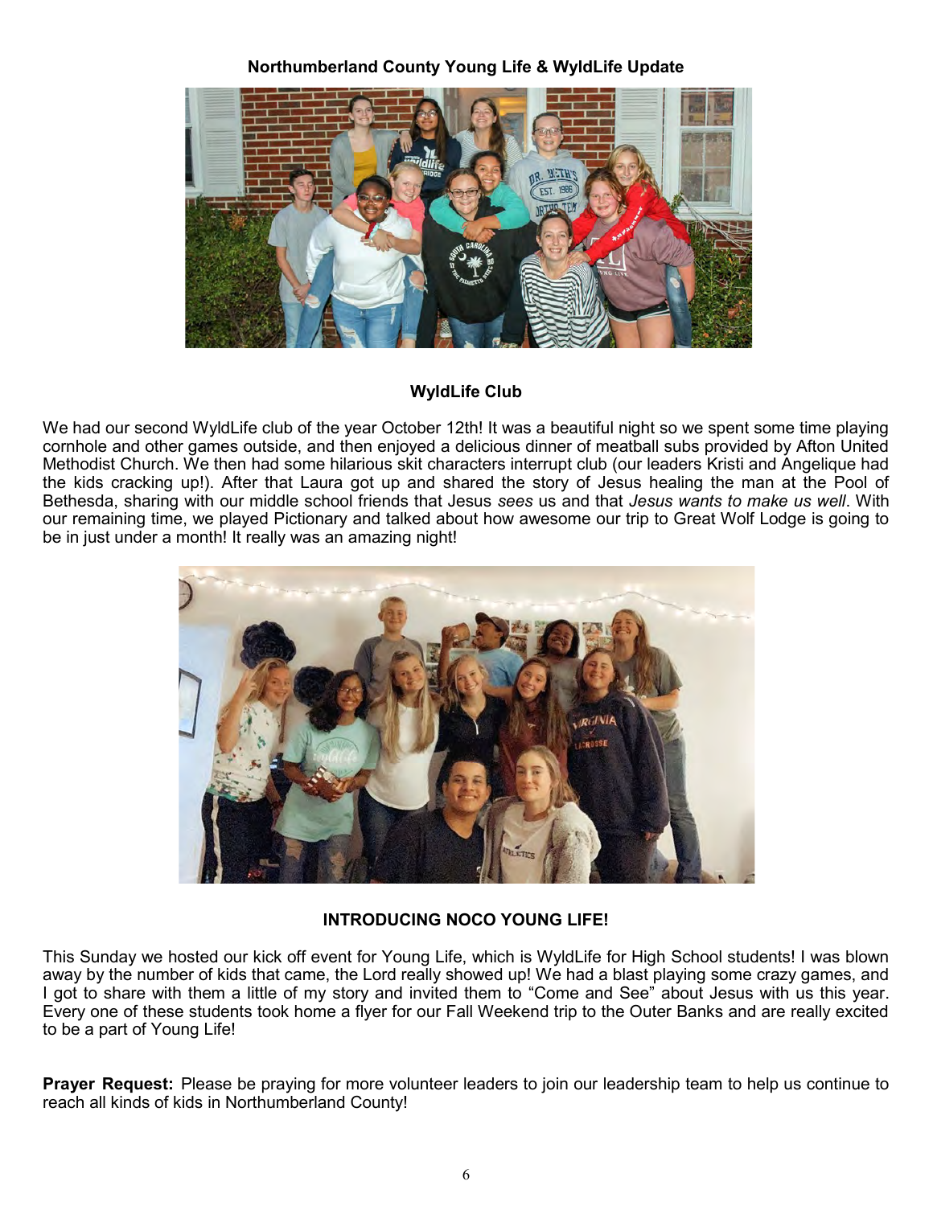**Northumberland County Young Life & WyldLife Update**

### WyldLife Club

We had our second WyldLife club of the year October 12th! It was a beautiful night so we spent some time playing cornhole and other games outside, and then enjoyed a delicious dinner of meatball subs provided by Afton United Methodist Church. We then had some hilarious skit characters interrupt club (our leaders Kristi and Angelique had the kids cracking up!). After that Laura got up and shared the story of Jesus healing the man at the Pool of Bethesda, sharing with our middle school friends that Jesus *sees* us and that *Jesus wants to make us well*. With our remaining time, we played Pictionary and talked about how awesome our trip to Great Wolf Lodge is going to be in just under a month! It really was an amazing night!

### INTRODUCING NOCO YOUNG LIFE!

This Sunday we hosted our kick off event for Young Life, which is WyldLife for High School students! I was blown away by the number of kids that came, the Lord really showed up! We had a blast playing some crazy games, and I got to share with them a little of my story and invited them to "Come and See" about Jesus with us this year. Every one of these students took home a flyer for our Fall Weekend trip to the Outer Banks and are really excited to be a part of Young Life!

**Prayer Request:** Please be praying for more volunteer leaders to join our leadership team to help us continue to reach all kinds of kids in Northumberland County!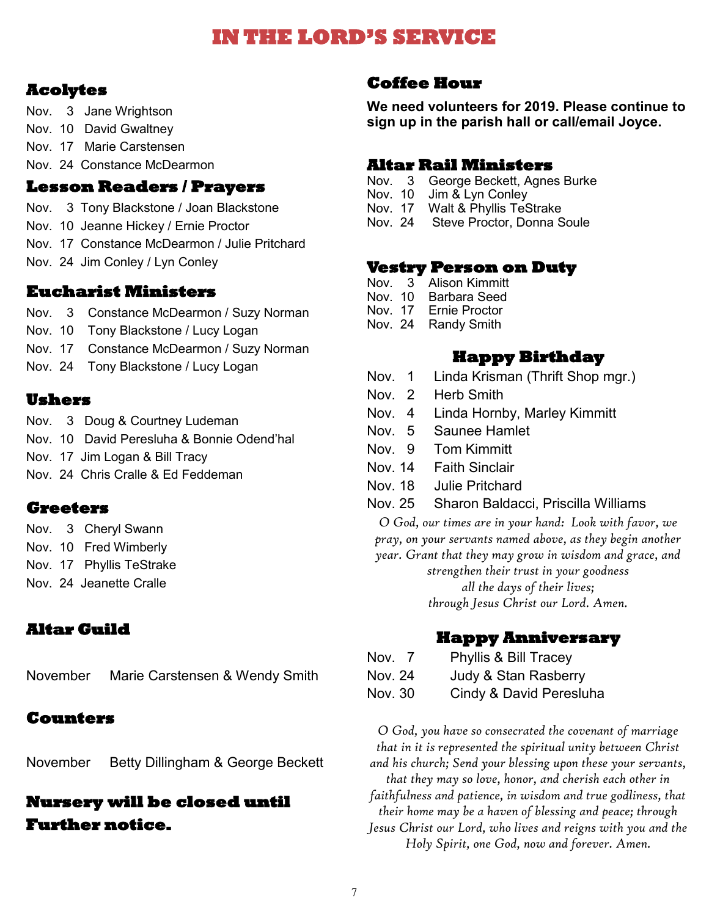# IN THE LORD'S SERVICE

## Acolytes

Nov. 3 Jane Wrightson
Nov. 10 David Gwaltney
Nov. 17 Marie Carstensen
Nov. 24 Constance McDearmon

## Lesson Readers / Prayers

Nov. 3 Tony Blackstone / Joan Blackstone
Nov. 10 Jeanne Hickey / Ernie Proctor
Nov. 17 Constance McDearmon / Julie Pritchard
Nov. 24 Jim Conley / Lyn Conley

## Eucharist Ministers

Nov. 3 Constance McDearmon / Suzy Norman
Nov. 10 Tony Blackstone / Lucy Logan
Nov. 17 Constance McDearmon / Suzy Norman
Nov. 24 Tony Blackstone / Lucy Logan

## Ushers

Nov. 3 Doug & Courtney Ludeman
Nov. 10 David Peresluha & Bonnie Odend'hal
Nov. 17 Jim Logan & Bill Tracy
Nov. 24 Chris Cralle & Ed Feddeman

## Greeters

Nov. 3 Cheryl Swann
Nov. 10 Fred Wimberly
Nov. 17 Phyllis TeStrake
Nov. 24 Jeanette Cralle

## Altar Guild

November Marie Carstensen & Wendy Smith

## Counters

November Betty Dillingham & George Beckett

## Nursery will be closed until Further notice.

## Coffee Hour

**We need volunteers for 2019. Please continue to sign up in the parish hall or call/email Joyce.**

## Altar Rail Ministers

Nov. 3 George Beckett, Agnes Burke
Nov. 10 Jim & Lyn Conley
Nov. 17 Walt & Phyllis TeStrake
Nov. 24 Steve Proctor, Donna Soule

## Vestry Person on Duty

Nov. 3 Alison Kimmitt
Nov. 10 Barbara Seed
Nov. 17 Ernie Proctor
Nov. 24 Randy Smith

## Happy Birthday

Nov. 1 Linda Krisman (Thrift Shop mgr.)
Nov. 2 Herb Smith
Nov. 4 Linda Hornby, Marley Kimmitt
Nov. 5 Saunee Hamlet
Nov. 9 Tom Kimmitt
Nov. 14 Faith Sinclair
Nov. 18 Julie Pritchard
Nov. 25 Sharon Baldacci, Priscilla Williams

*O God, our times are in your hand: Look with favor, we pray, on your servants named above, as they begin another year. Grant that they may grow in wisdom and grace, and strengthen their trust in your goodness all the days of their lives; through Jesus Christ our Lord. Amen.*

## Happy Anniversary

Nov. 7 Phyllis & Bill Tracey
Nov. 24 Judy & Stan Rasberry
Nov. 30 Cindy & David Peresluha

*O God, you have so consecrated the covenant of marriage that in it is represented the spiritual unity between Christ and his church; Send your blessing upon these your servants, that they may so love, honor, and cherish each other in faithfulness and patience, in wisdom and true godliness, that their home may be a haven of blessing and peace; through Jesus Christ our Lord, who lives and reigns with you and the Holy Spirit, one God, now and forever. Amen.*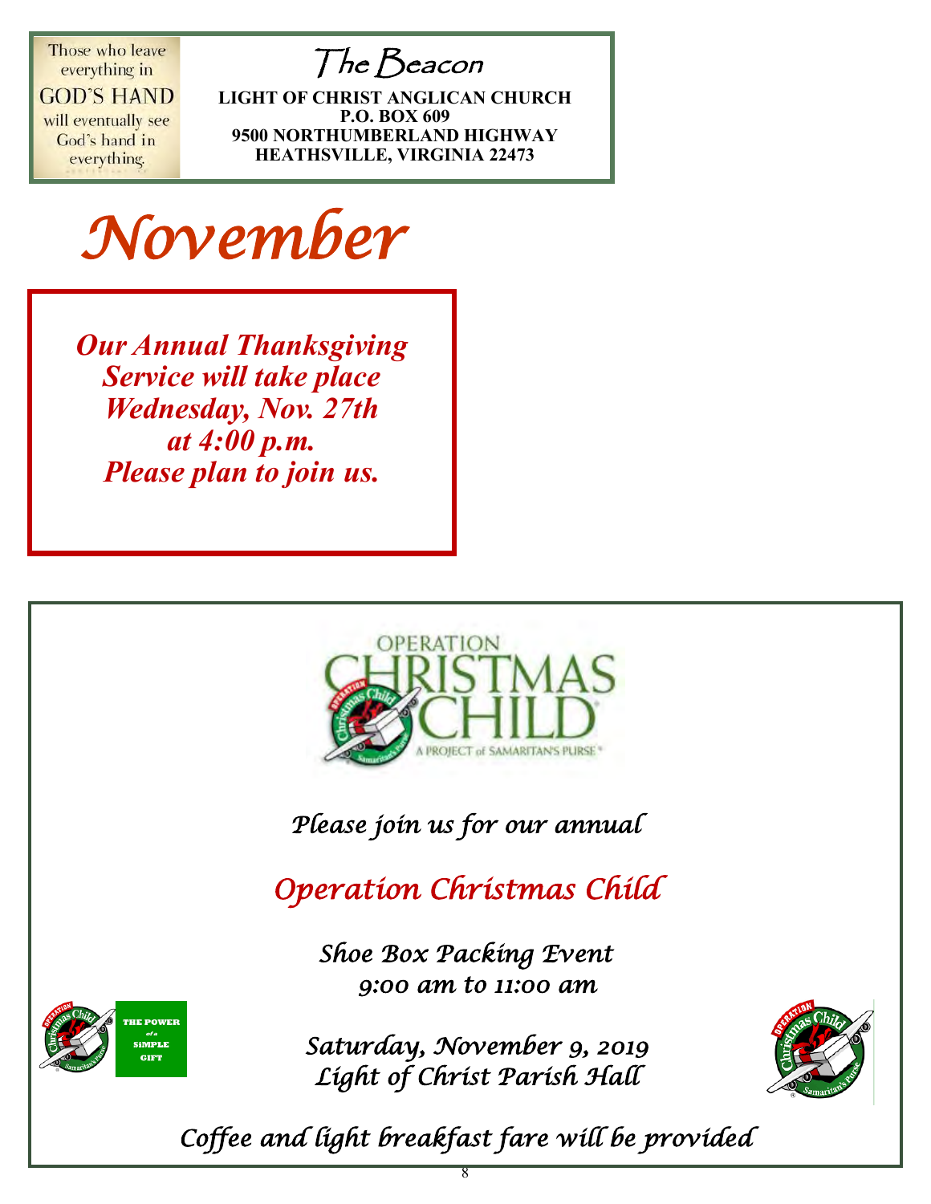Those who leave everything in GOD'S HAND will eventually see God's hand in everything.

# The Beacon

**LIGHT OF CHRIST ANGLICAN CHURCH**
**P.O. BOX 609**
**9500 NORTHUMBERLAND HIGHWAY**
**HEATHSVILLE, VIRGINIA 22473**

# *November*

***Our Annual Thanksgiving Service will take place Wednesday, Nov. 27th at 4:00 p.m. Please plan to join us.***

OPERATION CHRISTMAS CHILD
A PROJECT of SAMARITAN'S PURSE

*Please join us for our annual*

## *Operation Christmas Child*

*Shoe Box Packing Event*
*9:00 am to 11:00 am*

THE POWER of a SIMPLE GIFT

*Saturday, November 9, 2019*
*Light of Christ Parish Hall*

*Coffee and light breakfast fare will be provided*